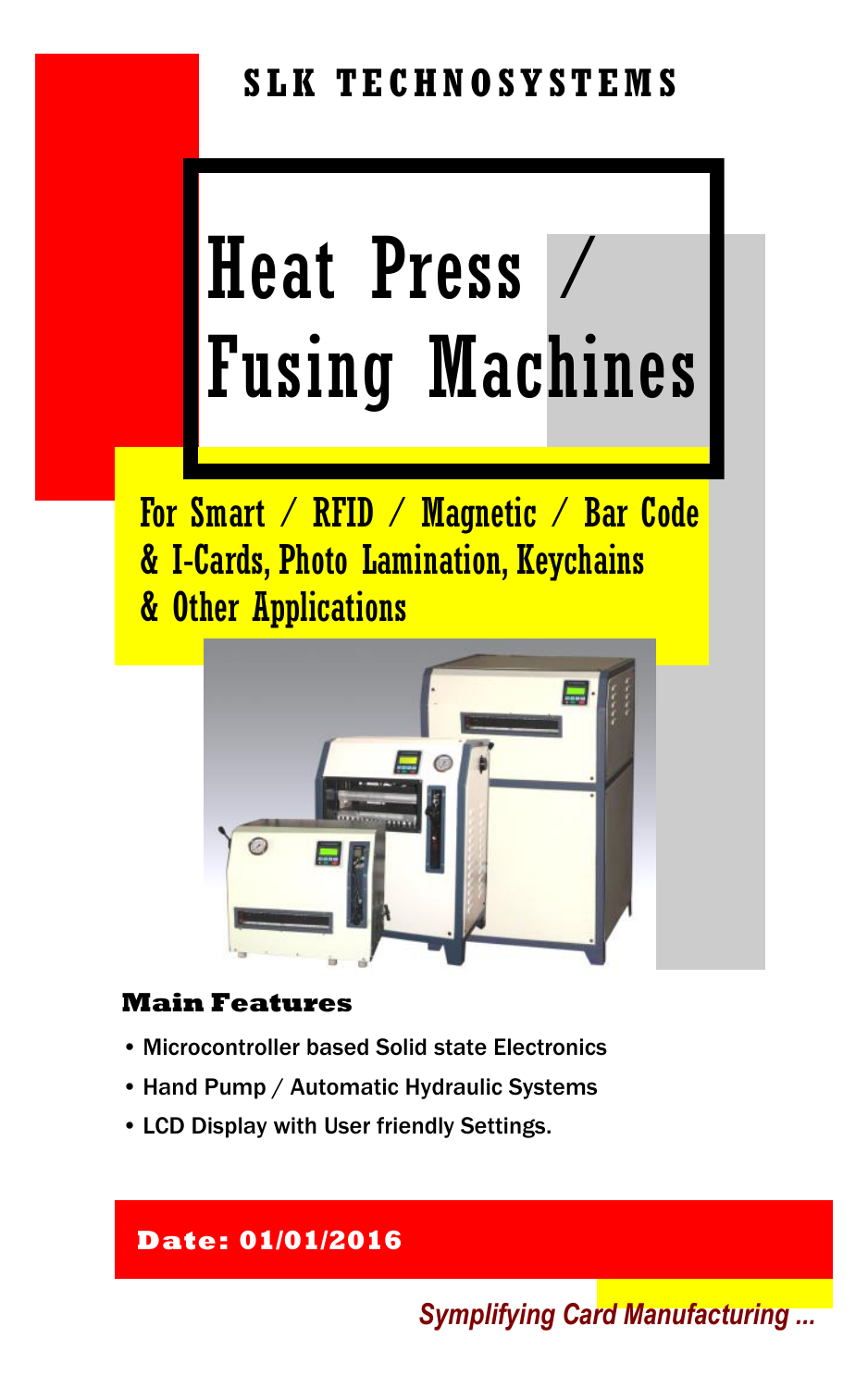**SLK TECHNOSYSTEMS**

# Heat Press / Fusing Machines

## For Smart / RFID / Magnetic / Bar Code & I-Cards, Photo Lamination, Keychains & Other Applications

### Main Features

- Microcontroller based Solid state Electronics
- Hand Pump / Automatic Hydraulic Systems
- LCD Display with User friendly Settings.

**Date: 01/01/2016**

*Symplifying Card Manufacturing ...*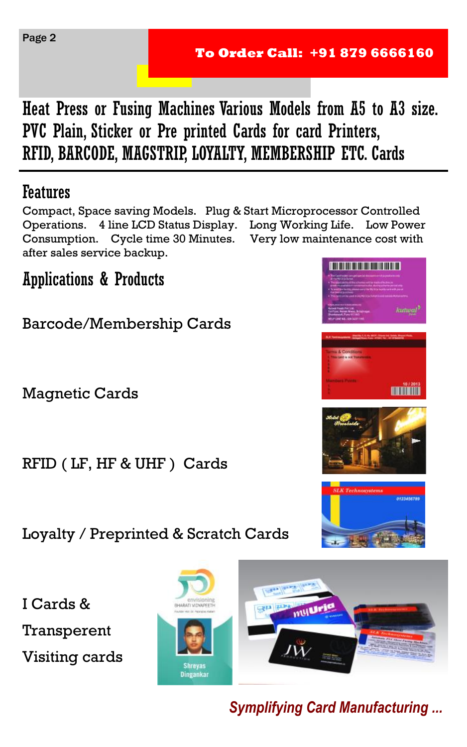**To Order Call: +91 879 6666160**

# Heat Press or Fusing Machines Various Models from A5 to A3 size. PVC Plain, Sticker or Pre printed Cards for card Printers, RFID, BARCODE, MAGSTRIP, LOYALTY, MEMBERSHIP ETC. Cards

## Features

Compact, Space saving Models. Plug & Start Microprocessor Controlled Operations. 4 line LCD Status Display. Long Working Life. Low Power Consumption. Cycle time 30 Minutes. Very low maintenance cost with after sales service backup.

## Applications & Products

Barcode/Membership Cards

Magnetic Cards

RFID ( LF, HF & UHF ) Cards

Loyalty / Preprinted & Scratch Cards

I Cards &

Transperent

Visiting cards

*Symplifying Card Manufacturing ...*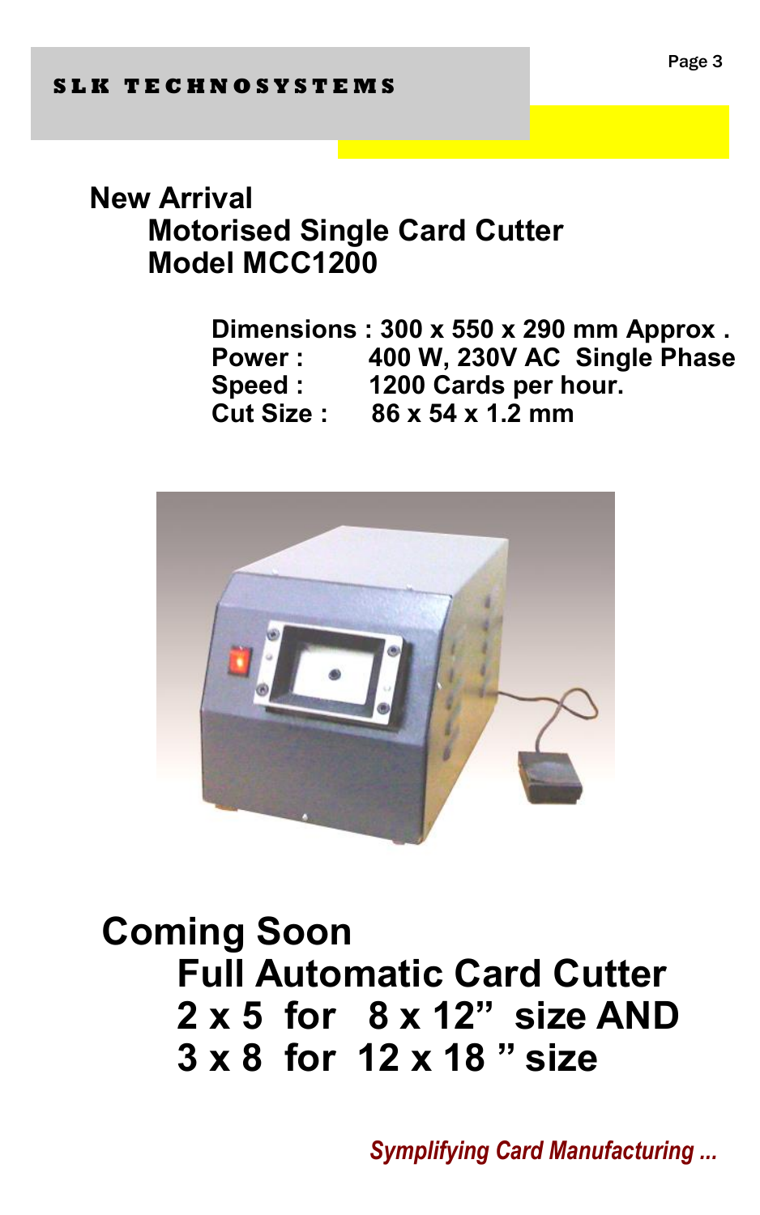## New Arrival

### Motorised Single Card Cutter
### Model MCC1200

**Dimensions :** 300 x 550 x 290 mm Approx .
**Power :** 400 W, 230V AC Single Phase
**Speed :** 1200 Cards per hour.
**Cut Size :** 86 x 54 x 1.2 mm

## Coming Soon

### Full Automatic Card Cutter
### 2 x 5 for 8 x 12" size AND
### 3 x 8 for 12 x 18 " size

*Symplifying Card Manufacturing ...*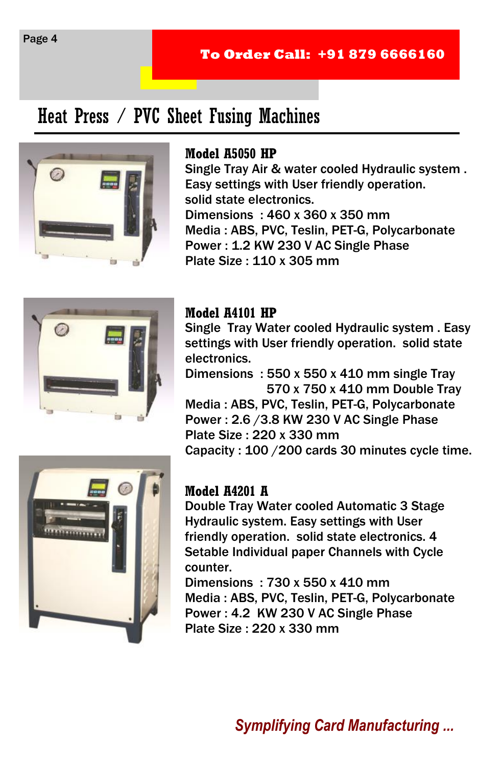**To Order Call: +91 879 6666160**

# Heat Press / PVC Sheet Fusing Machines

### Model A5050 HP

Single Tray Air & water cooled Hydraulic system . Easy settings with User friendly operation. solid state electronics.

Dimensions : 460 x 360 x 350 mm
Media : ABS, PVC, Teslin, PET-G, Polycarbonate
Power : 1.2 KW 230 V AC Single Phase
Plate Size : 110 x 305 mm

### Model A4101 HP

Single Tray Water cooled Hydraulic system . Easy settings with User friendly operation. solid state electronics.

Dimensions : 550 x 550 x 410 mm single Tray
570 x 750 x 410 mm Double Tray
Media : ABS, PVC, Teslin, PET-G, Polycarbonate
Power : 2.6 /3.8 KW 230 V AC Single Phase
Plate Size : 220 x 330 mm
Capacity : 100 /200 cards 30 minutes cycle time.

### Model A4201 A

Double Tray Water cooled Automatic 3 Stage Hydraulic system. Easy settings with User friendly operation. solid state electronics. 4 Setable Individual paper Channels with Cycle counter.

Dimensions : 730 x 550 x 410 mm
Media : ABS, PVC, Teslin, PET-G, Polycarbonate
Power : 4.2 KW 230 V AC Single Phase
Plate Size : 220 x 330 mm

*Symplifying Card Manufacturing ...*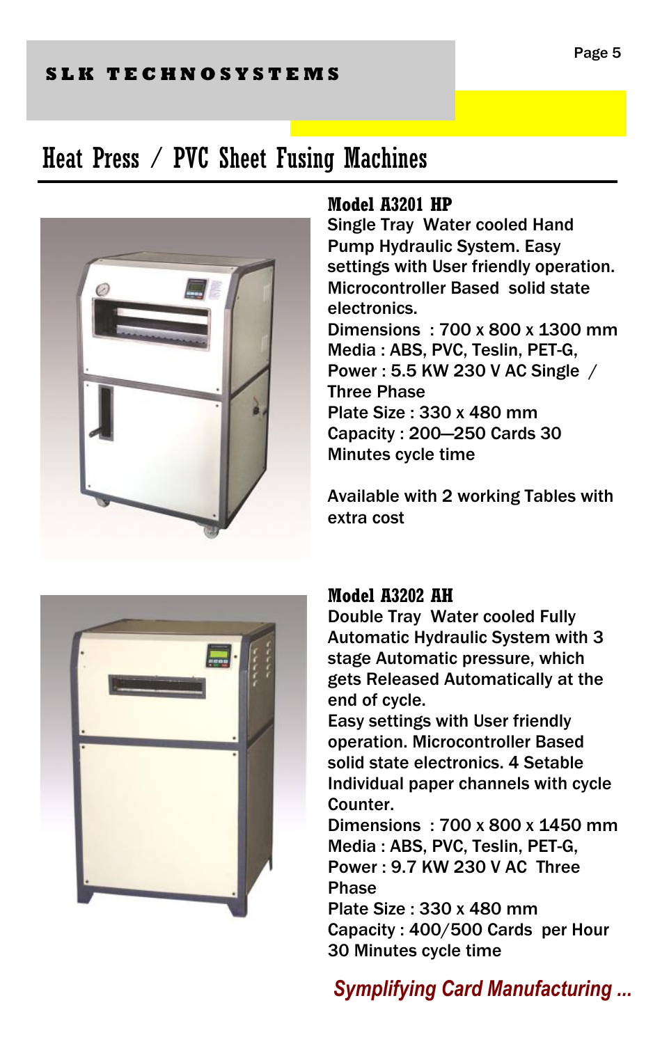# Heat Press / PVC Sheet Fusing Machines

## Model A3201 HP

Single Tray Water cooled Hand Pump Hydraulic System. Easy settings with User friendly operation. Microcontroller Based solid state electronics.

Dimensions : 700 x 800 x 1300 mm
Media : ABS, PVC, Teslin, PET-G,
Power : 5.5 KW 230 V AC Single / Three Phase
Plate Size : 330 x 480 mm
Capacity : 200—250 Cards 30 Minutes cycle time

Available with 2 working Tables with extra cost

## Model A3202 AH

Double Tray Water cooled Fully Automatic Hydraulic System with 3 stage Automatic pressure, which gets Released Automatically at the end of cycle.

Easy settings with User friendly operation. Microcontroller Based solid state electronics. 4 Setable Individual paper channels with cycle Counter.

Dimensions : 700 x 800 x 1450 mm
Media : ABS, PVC, Teslin, PET-G,
Power : 9.7 KW 230 V AC Three Phase
Plate Size : 330 x 480 mm
Capacity : 400/500 Cards per Hour 30 Minutes cycle time

*Symplifying Card Manufacturing ...*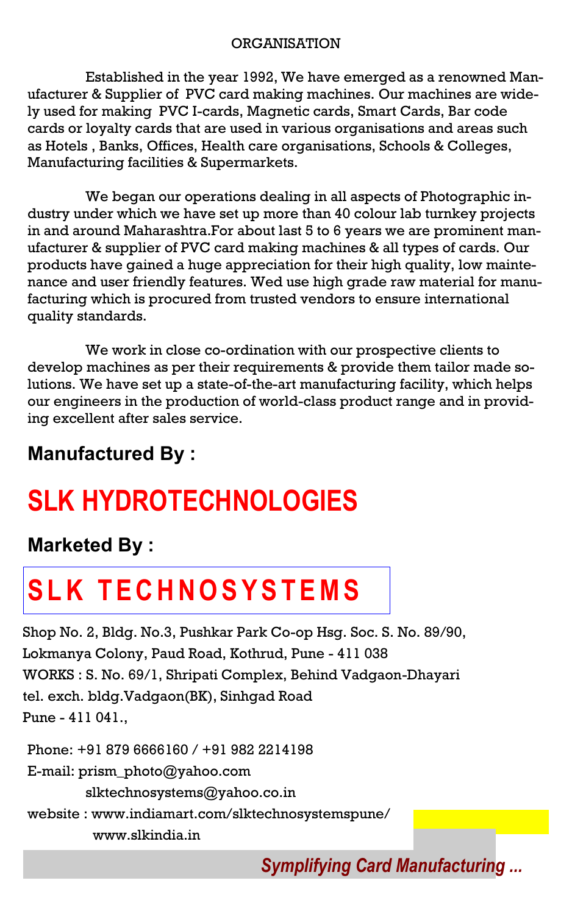ORGANISATION

Established in the year 1992, We have emerged as a renowned Manufacturer & Supplier of PVC card making machines. Our machines are widely used for making PVC I-cards, Magnetic cards, Smart Cards, Bar code cards or loyalty cards that are used in various organisations and areas such as Hotels , Banks, Offices, Health care organisations, Schools & Colleges, Manufacturing facilities & Supermarkets.

We began our operations dealing in all aspects of Photographic industry under which we have set up more than 40 colour lab turnkey projects in and around Maharashtra.For about last 5 to 6 years we are prominent manufacturer & supplier of PVC card making machines & all types of cards. Our products have gained a huge appreciation for their high quality, low maintenance and user friendly features. Wed use high grade raw material for manufacturing which is procured from trusted vendors to ensure international quality standards.

We work in close co-ordination with our prospective clients to develop machines as per their requirements & provide them tailor made solutions. We have set up a state-of-the-art manufacturing facility, which helps our engineers in the production of world-class product range and in providing excellent after sales service.

**Manufactured By :**

## SLK HYDROTECHNOLOGIES

**Marketed By :**

## SLK TECHNOSYSTEMS

Shop No. 2, Bldg. No.3, Pushkar Park Co-op Hsg. Soc. S. No. 89/90,
Lokmanya Colony, Paud Road, Kothrud, Pune - 411 038
WORKS : S. No. 69/1, Shripati Complex, Behind Vadgaon-Dhayari
tel. exch. bldg.Vadgaon(BK), Sinhgad Road
Pune - 411 041.,

Phone: +91 879 6666160 / +91 982 2214198
E-mail: prism_photo@yahoo.com
slktechnosystems@yahoo.co.in
website : www.indiamart.com/slktechnosystemspune/
www.slkindia.in

*Symplifying Card Manufacturing ...*